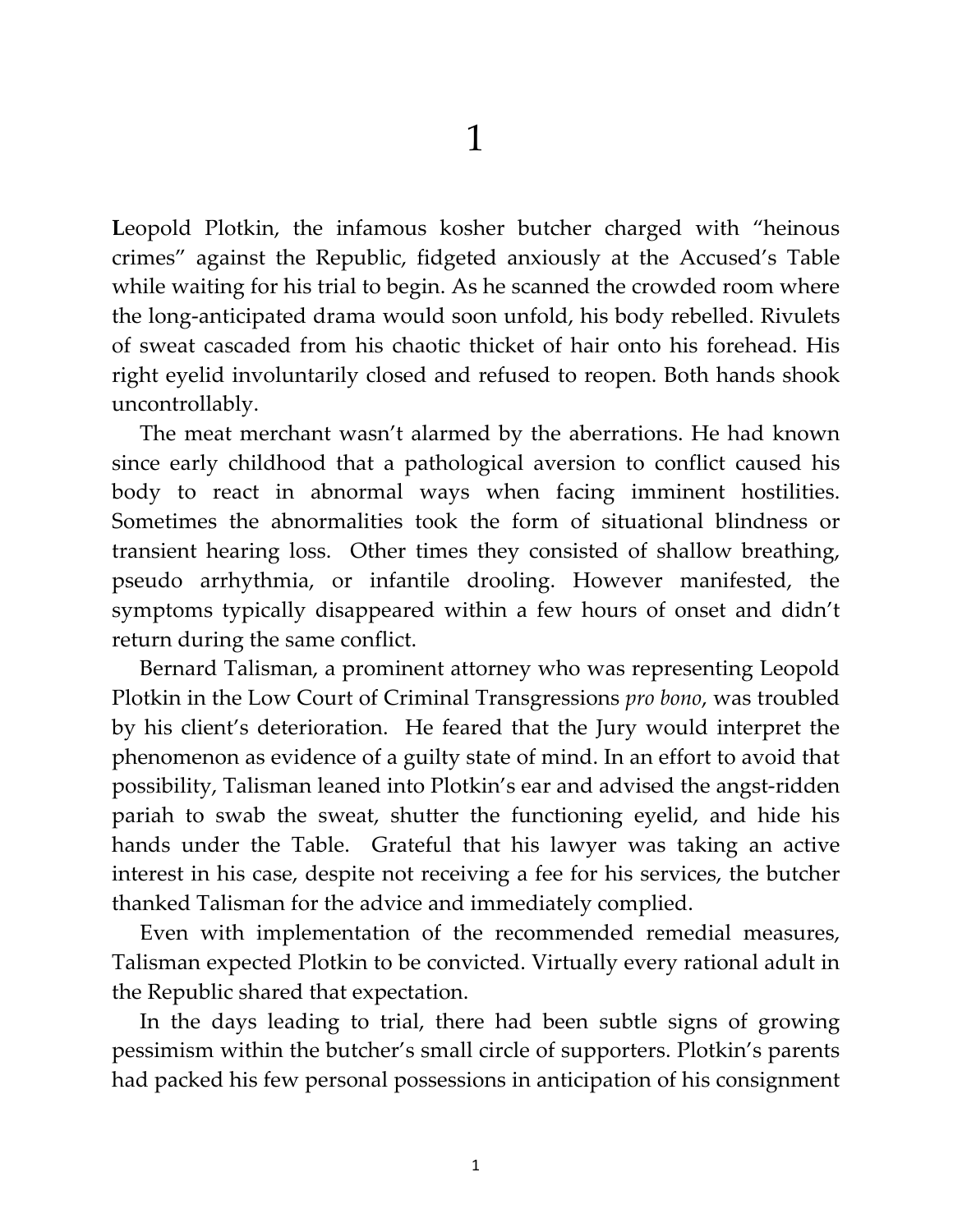# 1

**L**eopold Plotkin, the infamous kosher butcher charged with "heinous crimes" against the Republic, fidgeted anxiously at the Accused's Table while waiting for his trial to begin. As he scanned the crowded room where the long-anticipated drama would soon unfold, his body rebelled. Rivulets of sweat cascaded from his chaotic thicket of hair onto his forehead. His right eyelid involuntarily closed and refused to reopen. Both hands shook uncontrollably.

The meat merchant wasn't alarmed by the aberrations. He had known since early childhood that a pathological aversion to conflict caused his body to react in abnormal ways when facing imminent hostilities. Sometimes the abnormalities took the form of situational blindness or transient hearing loss. Other times they consisted of shallow breathing, pseudo arrhythmia, or infantile drooling. However manifested, the symptoms typically disappeared within a few hours of onset and didn't return during the same conflict.

Bernard Talisman, a prominent attorney who was representing Leopold Plotkin in the Low Court of Criminal Transgressions *pro bono*, was troubled by his client's deterioration. He feared that the Jury would interpret the phenomenon as evidence of a guilty state of mind. In an effort to avoid that possibility, Talisman leaned into Plotkin's ear and advised the angst-ridden pariah to swab the sweat, shutter the functioning eyelid, and hide his hands under the Table. Grateful that his lawyer was taking an active interest in his case, despite not receiving a fee for his services, the butcher thanked Talisman for the advice and immediately complied.

Even with implementation of the recommended remedial measures, Talisman expected Plotkin to be convicted. Virtually every rational adult in the Republic shared that expectation.

In the days leading to trial, there had been subtle signs of growing pessimism within the butcher's small circle of supporters. Plotkin's parents had packed his few personal possessions in anticipation of his consignment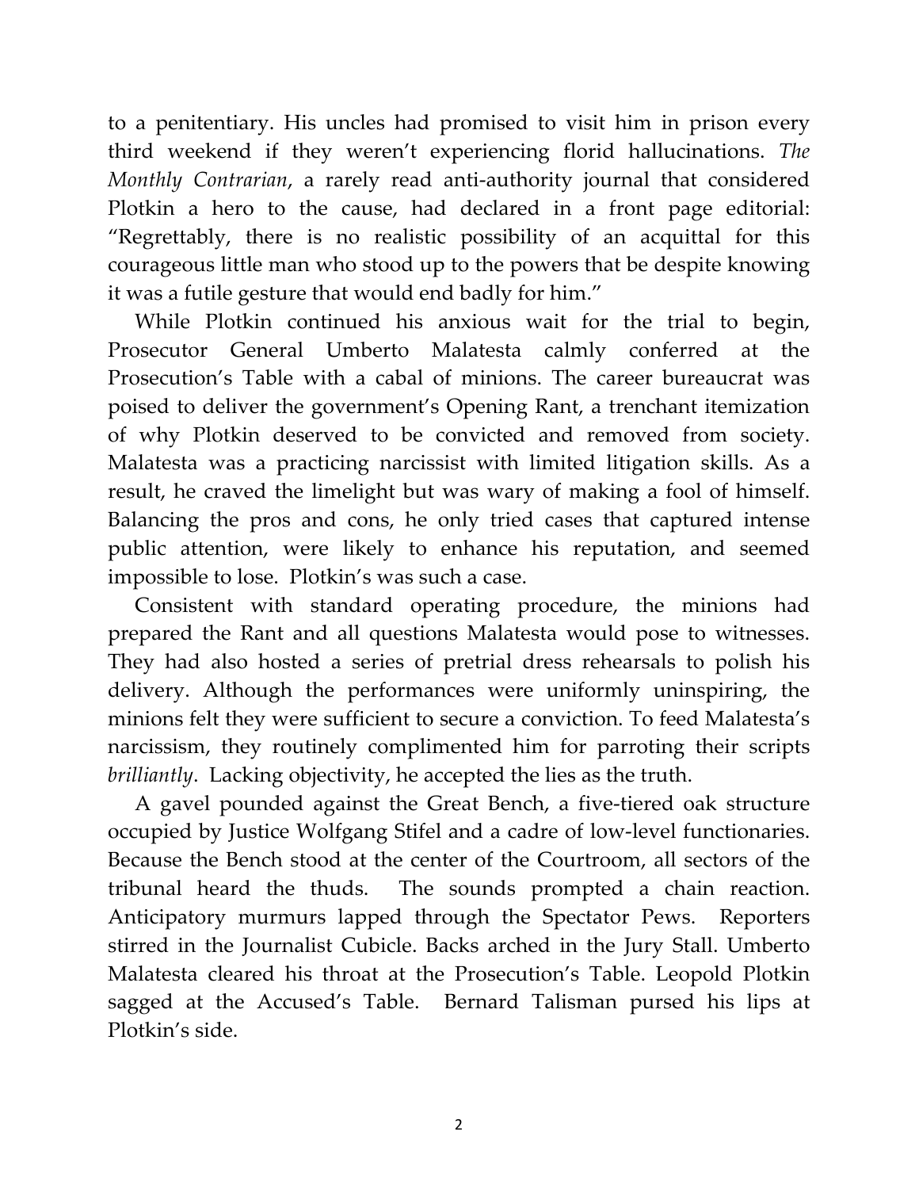to a penitentiary. His uncles had promised to visit him in prison every third weekend if they weren't experiencing florid hallucinations. *The Monthly Contrarian*, a rarely read anti-authority journal that considered Plotkin a hero to the cause, had declared in a front page editorial: "Regrettably, there is no realistic possibility of an acquittal for this courageous little man who stood up to the powers that be despite knowing it was a futile gesture that would end badly for him."

While Plotkin continued his anxious wait for the trial to begin, Prosecutor General Umberto Malatesta calmly conferred at the Prosecution's Table with a cabal of minions. The career bureaucrat was poised to deliver the government's Opening Rant, a trenchant itemization of why Plotkin deserved to be convicted and removed from society. Malatesta was a practicing narcissist with limited litigation skills. As a result, he craved the limelight but was wary of making a fool of himself. Balancing the pros and cons, he only tried cases that captured intense public attention, were likely to enhance his reputation, and seemed impossible to lose. Plotkin's was such a case.

Consistent with standard operating procedure, the minions had prepared the Rant and all questions Malatesta would pose to witnesses. They had also hosted a series of pretrial dress rehearsals to polish his delivery. Although the performances were uniformly uninspiring, the minions felt they were sufficient to secure a conviction. To feed Malatesta's narcissism, they routinely complimented him for parroting their scripts *brilliantly*. Lacking objectivity, he accepted the lies as the truth.

A gavel pounded against the Great Bench, a five-tiered oak structure occupied by Justice Wolfgang Stifel and a cadre of low-level functionaries. Because the Bench stood at the center of the Courtroom, all sectors of the tribunal heard the thuds. The sounds prompted a chain reaction. Anticipatory murmurs lapped through the Spectator Pews. Reporters stirred in the Journalist Cubicle. Backs arched in the Jury Stall. Umberto Malatesta cleared his throat at the Prosecution's Table. Leopold Plotkin sagged at the Accused's Table. Bernard Talisman pursed his lips at Plotkin's side.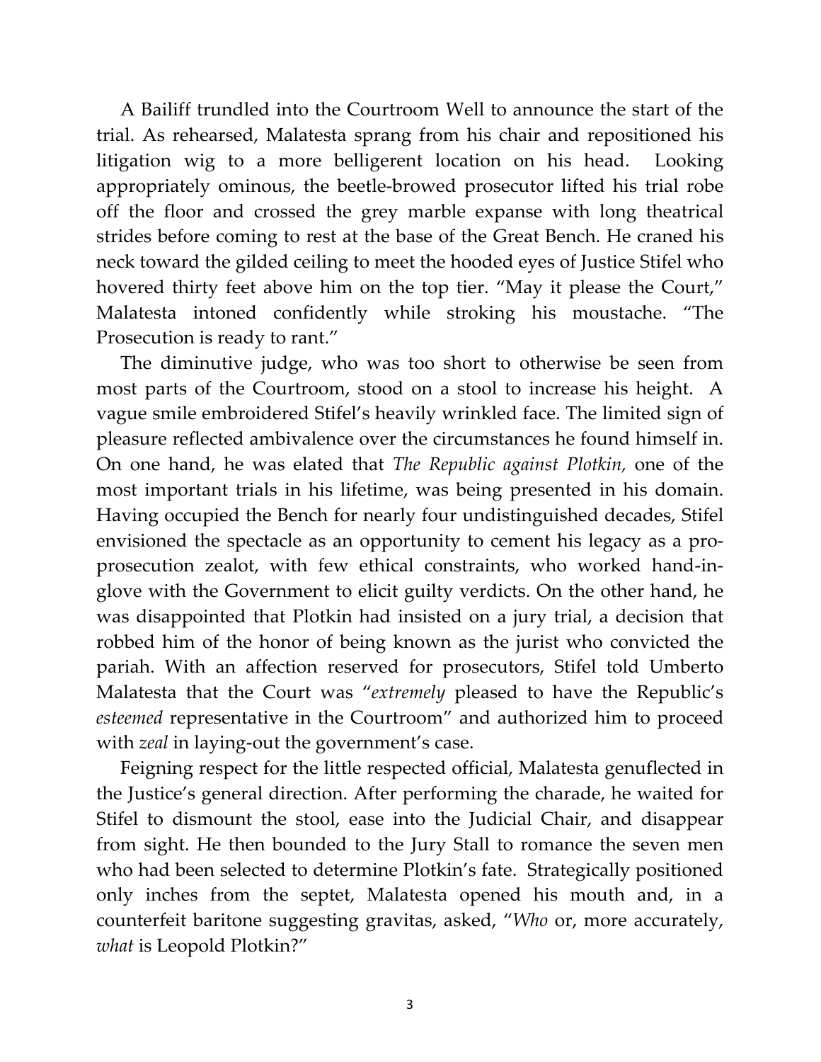A Bailiff trundled into the Courtroom Well to announce the start of the trial. As rehearsed, Malatesta sprang from his chair and repositioned his litigation wig to a more belligerent location on his head. Looking appropriately ominous, the beetle-browed prosecutor lifted his trial robe off the floor and crossed the grey marble expanse with long theatrical strides before coming to rest at the base of the Great Bench. He craned his neck toward the gilded ceiling to meet the hooded eyes of Justice Stifel who hovered thirty feet above him on the top tier. "May it please the Court," Malatesta intoned confidently while stroking his moustache. "The Prosecution is ready to rant."

The diminutive judge, who was too short to otherwise be seen from most parts of the Courtroom, stood on a stool to increase his height. A vague smile embroidered Stifel's heavily wrinkled face. The limited sign of pleasure reflected ambivalence over the circumstances he found himself in. On one hand, he was elated that *The Republic against Plotkin,* one of the most important trials in his lifetime, was being presented in his domain. Having occupied the Bench for nearly four undistinguished decades, Stifel envisioned the spectacle as an opportunity to cement his legacy as a pro-prosecution zealot, with few ethical constraints, who worked hand-in-glove with the Government to elicit guilty verdicts. On the other hand, he was disappointed that Plotkin had insisted on a jury trial, a decision that robbed him of the honor of being known as the jurist who convicted the pariah. With an affection reserved for prosecutors, Stifel told Umberto Malatesta that the Court was "*extremely* pleased to have the Republic's *esteemed* representative in the Courtroom" and authorized him to proceed with *zeal* in laying-out the government's case.

Feigning respect for the little respected official, Malatesta genuflected in the Justice's general direction. After performing the charade, he waited for Stifel to dismount the stool, ease into the Judicial Chair, and disappear from sight. He then bounded to the Jury Stall to romance the seven men who had been selected to determine Plotkin's fate. Strategically positioned only inches from the septet, Malatesta opened his mouth and, in a counterfeit baritone suggesting gravitas, asked, "*Who* or, more accurately, *what* is Leopold Plotkin?"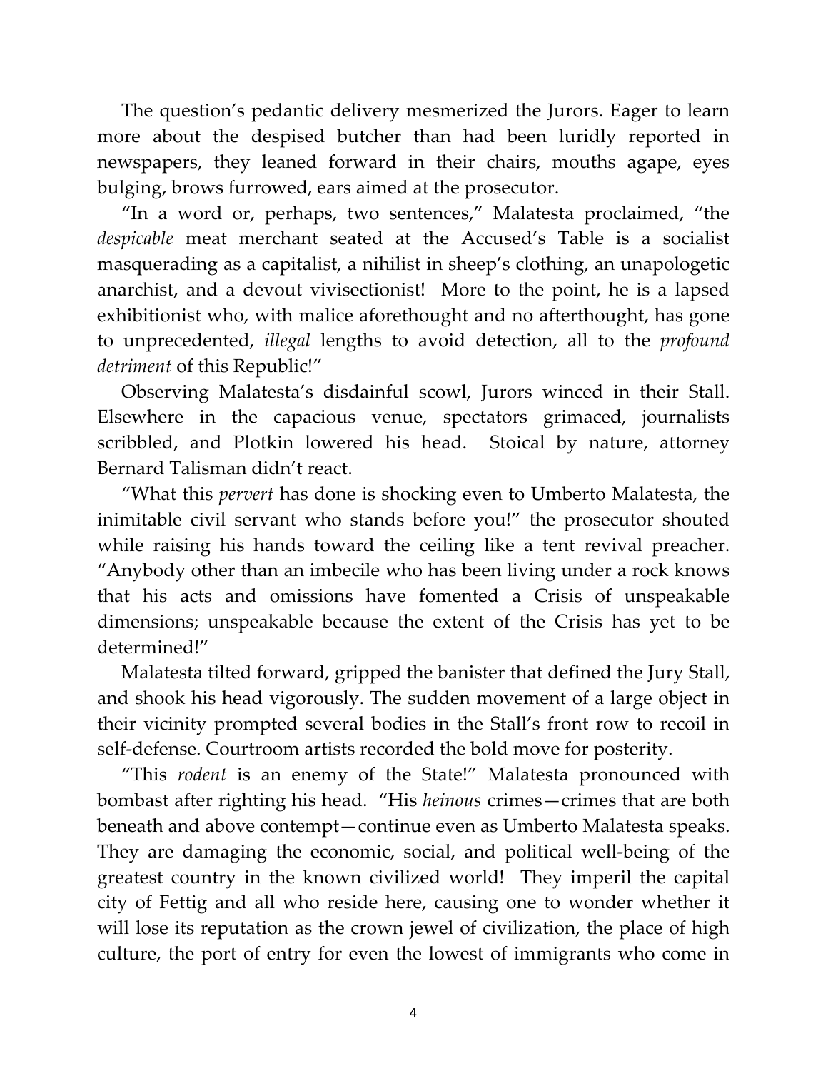The question's pedantic delivery mesmerized the Jurors. Eager to learn more about the despised butcher than had been luridly reported in newspapers, they leaned forward in their chairs, mouths agape, eyes bulging, brows furrowed, ears aimed at the prosecutor.

"In a word or, perhaps, two sentences," Malatesta proclaimed, "the *despicable* meat merchant seated at the Accused's Table is a socialist masquerading as a capitalist, a nihilist in sheep's clothing, an unapologetic anarchist, and a devout vivisectionist! More to the point, he is a lapsed exhibitionist who, with malice aforethought and no afterthought, has gone to unprecedented, *illegal* lengths to avoid detection, all to the *profound detriment* of this Republic!"

Observing Malatesta's disdainful scowl, Jurors winced in their Stall. Elsewhere in the capacious venue, spectators grimaced, journalists scribbled, and Plotkin lowered his head. Stoical by nature, attorney Bernard Talisman didn't react.

"What this *pervert* has done is shocking even to Umberto Malatesta, the inimitable civil servant who stands before you!" the prosecutor shouted while raising his hands toward the ceiling like a tent revival preacher. "Anybody other than an imbecile who has been living under a rock knows that his acts and omissions have fomented a Crisis of unspeakable dimensions; unspeakable because the extent of the Crisis has yet to be determined!"

Malatesta tilted forward, gripped the banister that defined the Jury Stall, and shook his head vigorously. The sudden movement of a large object in their vicinity prompted several bodies in the Stall's front row to recoil in self-defense. Courtroom artists recorded the bold move for posterity.

"This *rodent* is an enemy of the State!" Malatesta pronounced with bombast after righting his head. "His *heinous* crimes—crimes that are both beneath and above contempt—continue even as Umberto Malatesta speaks. They are damaging the economic, social, and political well-being of the greatest country in the known civilized world! They imperil the capital city of Fettig and all who reside here, causing one to wonder whether it will lose its reputation as the crown jewel of civilization, the place of high culture, the port of entry for even the lowest of immigrants who come in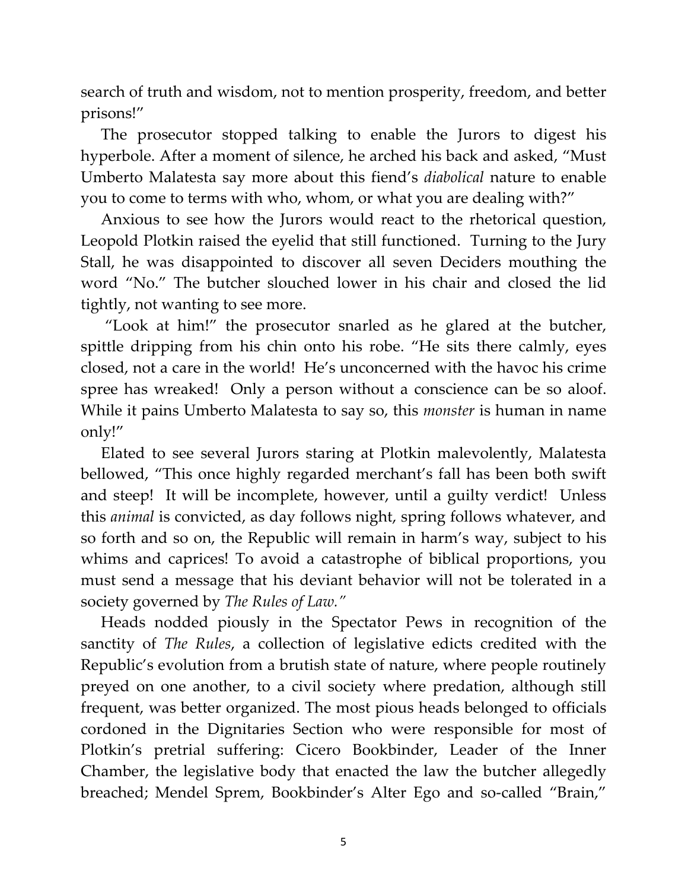search of truth and wisdom, not to mention prosperity, freedom, and better prisons!"

The prosecutor stopped talking to enable the Jurors to digest his hyperbole. After a moment of silence, he arched his back and asked, "Must Umberto Malatesta say more about this fiend's *diabolical* nature to enable you to come to terms with who, whom, or what you are dealing with?"

Anxious to see how the Jurors would react to the rhetorical question, Leopold Plotkin raised the eyelid that still functioned. Turning to the Jury Stall, he was disappointed to discover all seven Deciders mouthing the word "No." The butcher slouched lower in his chair and closed the lid tightly, not wanting to see more.

"Look at him!" the prosecutor snarled as he glared at the butcher, spittle dripping from his chin onto his robe. "He sits there calmly, eyes closed, not a care in the world! He's unconcerned with the havoc his crime spree has wreaked! Only a person without a conscience can be so aloof. While it pains Umberto Malatesta to say so, this *monster* is human in name only!"

Elated to see several Jurors staring at Plotkin malevolently, Malatesta bellowed, "This once highly regarded merchant's fall has been both swift and steep! It will be incomplete, however, until a guilty verdict! Unless this *animal* is convicted, as day follows night, spring follows whatever, and so forth and so on, the Republic will remain in harm's way, subject to his whims and caprices! To avoid a catastrophe of biblical proportions, you must send a message that his deviant behavior will not be tolerated in a society governed by *The Rules of Law."*

Heads nodded piously in the Spectator Pews in recognition of the sanctity of *The Rules*, a collection of legislative edicts credited with the Republic's evolution from a brutish state of nature, where people routinely preyed on one another, to a civil society where predation, although still frequent, was better organized. The most pious heads belonged to officials cordoned in the Dignitaries Section who were responsible for most of Plotkin's pretrial suffering: Cicero Bookbinder, Leader of the Inner Chamber, the legislative body that enacted the law the butcher allegedly breached; Mendel Sprem, Bookbinder's Alter Ego and so-called "Brain,"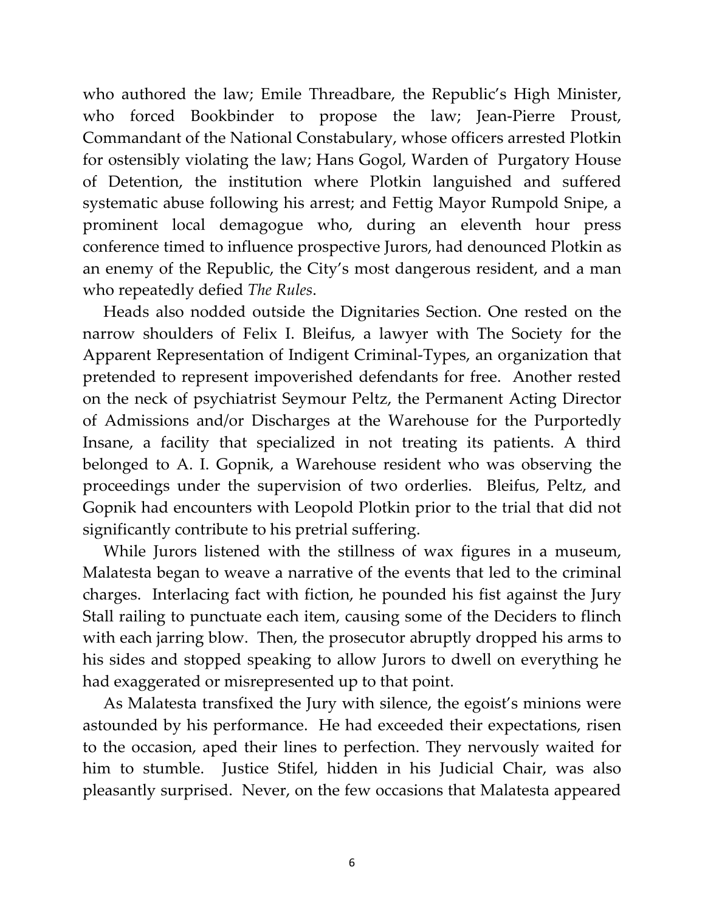who authored the law; Emile Threadbare, the Republic's High Minister, who forced Bookbinder to propose the law; Jean-Pierre Proust, Commandant of the National Constabulary, whose officers arrested Plotkin for ostensibly violating the law; Hans Gogol, Warden of Purgatory House of Detention, the institution where Plotkin languished and suffered systematic abuse following his arrest; and Fettig Mayor Rumpold Snipe, a prominent local demagogue who, during an eleventh hour press conference timed to influence prospective Jurors, had denounced Plotkin as an enemy of the Republic, the City's most dangerous resident, and a man who repeatedly defied *The Rules*.

Heads also nodded outside the Dignitaries Section. One rested on the narrow shoulders of Felix I. Bleifus, a lawyer with The Society for the Apparent Representation of Indigent Criminal-Types, an organization that pretended to represent impoverished defendants for free. Another rested on the neck of psychiatrist Seymour Peltz, the Permanent Acting Director of Admissions and/or Discharges at the Warehouse for the Purportedly Insane, a facility that specialized in not treating its patients. A third belonged to A. I. Gopnik, a Warehouse resident who was observing the proceedings under the supervision of two orderlies. Bleifus, Peltz, and Gopnik had encounters with Leopold Plotkin prior to the trial that did not significantly contribute to his pretrial suffering.

While Jurors listened with the stillness of wax figures in a museum, Malatesta began to weave a narrative of the events that led to the criminal charges. Interlacing fact with fiction, he pounded his fist against the Jury Stall railing to punctuate each item, causing some of the Deciders to flinch with each jarring blow. Then, the prosecutor abruptly dropped his arms to his sides and stopped speaking to allow Jurors to dwell on everything he had exaggerated or misrepresented up to that point.

As Malatesta transfixed the Jury with silence, the egoist's minions were astounded by his performance. He had exceeded their expectations, risen to the occasion, aped their lines to perfection. They nervously waited for him to stumble. Justice Stifel, hidden in his Judicial Chair, was also pleasantly surprised. Never, on the few occasions that Malatesta appeared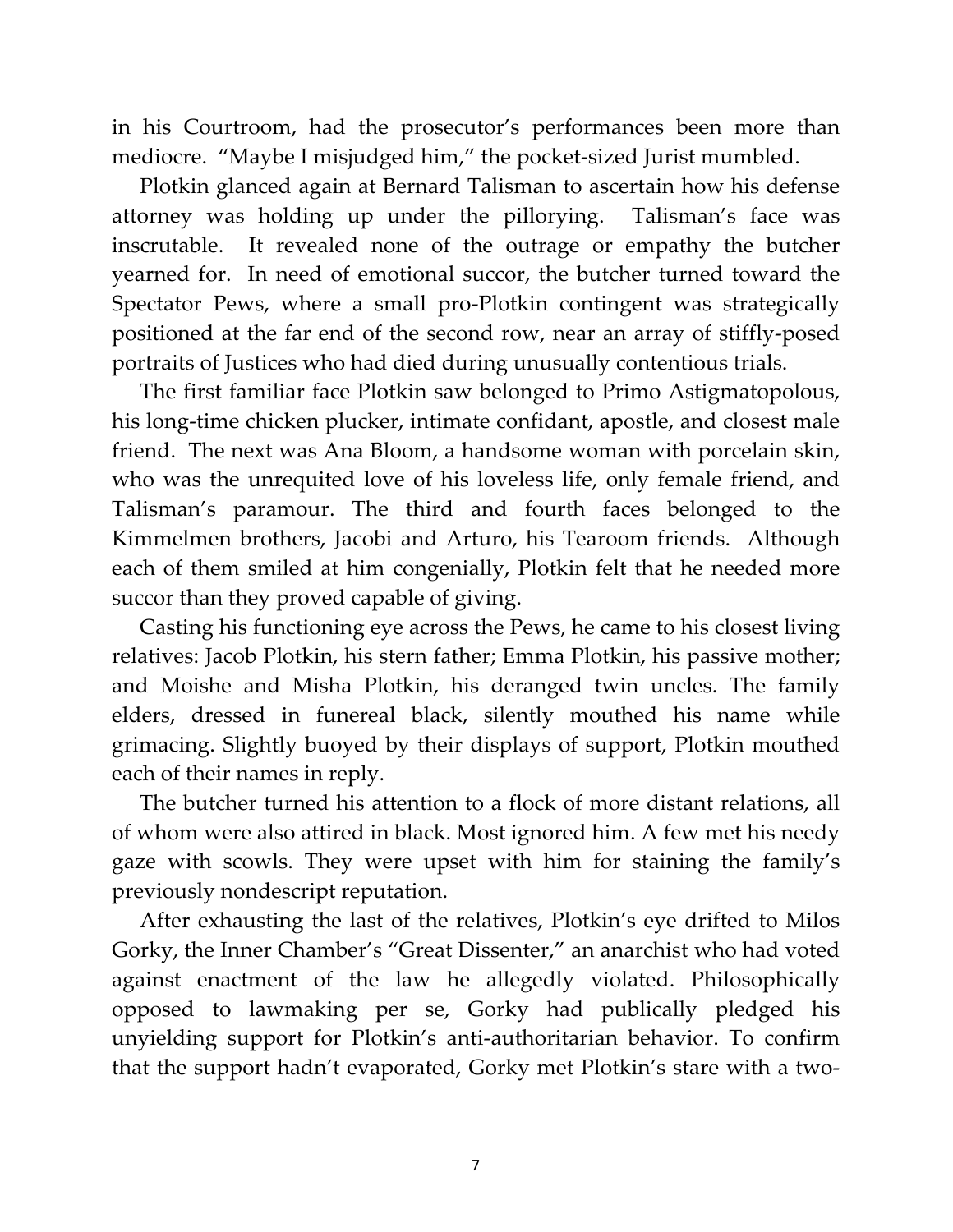in his Courtroom, had the prosecutor's performances been more than mediocre. "Maybe I misjudged him," the pocket-sized Jurist mumbled.

Plotkin glanced again at Bernard Talisman to ascertain how his defense attorney was holding up under the pillorying. Talisman's face was inscrutable. It revealed none of the outrage or empathy the butcher yearned for. In need of emotional succor, the butcher turned toward the Spectator Pews, where a small pro-Plotkin contingent was strategically positioned at the far end of the second row, near an array of stiffly-posed portraits of Justices who had died during unusually contentious trials.

The first familiar face Plotkin saw belonged to Primo Astigmatopolous, his long-time chicken plucker, intimate confidant, apostle, and closest male friend. The next was Ana Bloom, a handsome woman with porcelain skin, who was the unrequited love of his loveless life, only female friend, and Talisman's paramour. The third and fourth faces belonged to the Kimmelmen brothers, Jacobi and Arturo, his Tearoom friends. Although each of them smiled at him congenially, Plotkin felt that he needed more succor than they proved capable of giving.

Casting his functioning eye across the Pews, he came to his closest living relatives: Jacob Plotkin, his stern father; Emma Plotkin, his passive mother; and Moishe and Misha Plotkin, his deranged twin uncles. The family elders, dressed in funereal black, silently mouthed his name while grimacing. Slightly buoyed by their displays of support, Plotkin mouthed each of their names in reply.

The butcher turned his attention to a flock of more distant relations, all of whom were also attired in black. Most ignored him. A few met his needy gaze with scowls. They were upset with him for staining the family's previously nondescript reputation.

After exhausting the last of the relatives, Plotkin's eye drifted to Milos Gorky, the Inner Chamber's "Great Dissenter," an anarchist who had voted against enactment of the law he allegedly violated. Philosophically opposed to lawmaking per se, Gorky had publically pledged his unyielding support for Plotkin's anti-authoritarian behavior. To confirm that the support hadn't evaporated, Gorky met Plotkin's stare with a two-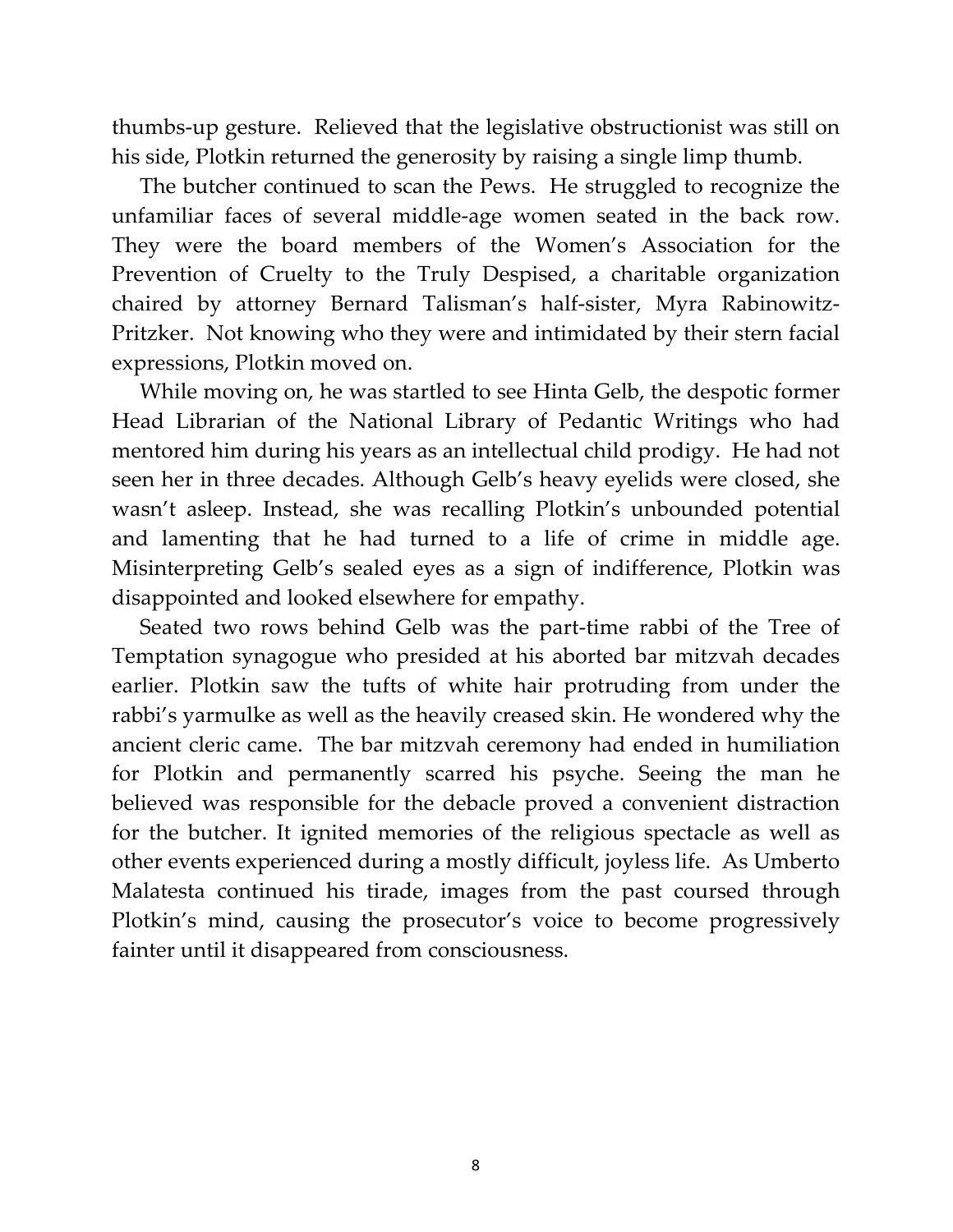thumbs-up gesture. Relieved that the legislative obstructionist was still on his side, Plotkin returned the generosity by raising a single limp thumb.

The butcher continued to scan the Pews. He struggled to recognize the unfamiliar faces of several middle-age women seated in the back row. They were the board members of the Women's Association for the Prevention of Cruelty to the Truly Despised, a charitable organization chaired by attorney Bernard Talisman's half-sister, Myra Rabinowitz-Pritzker. Not knowing who they were and intimidated by their stern facial expressions, Plotkin moved on.

While moving on, he was startled to see Hinta Gelb, the despotic former Head Librarian of the National Library of Pedantic Writings who had mentored him during his years as an intellectual child prodigy. He had not seen her in three decades. Although Gelb's heavy eyelids were closed, she wasn't asleep. Instead, she was recalling Plotkin's unbounded potential and lamenting that he had turned to a life of crime in middle age. Misinterpreting Gelb's sealed eyes as a sign of indifference, Plotkin was disappointed and looked elsewhere for empathy.

Seated two rows behind Gelb was the part-time rabbi of the Tree of Temptation synagogue who presided at his aborted bar mitzvah decades earlier. Plotkin saw the tufts of white hair protruding from under the rabbi's yarmulke as well as the heavily creased skin. He wondered why the ancient cleric came. The bar mitzvah ceremony had ended in humiliation for Plotkin and permanently scarred his psyche. Seeing the man he believed was responsible for the debacle proved a convenient distraction for the butcher. It ignited memories of the religious spectacle as well as other events experienced during a mostly difficult, joyless life. As Umberto Malatesta continued his tirade, images from the past coursed through Plotkin's mind, causing the prosecutor's voice to become progressively fainter until it disappeared from consciousness.